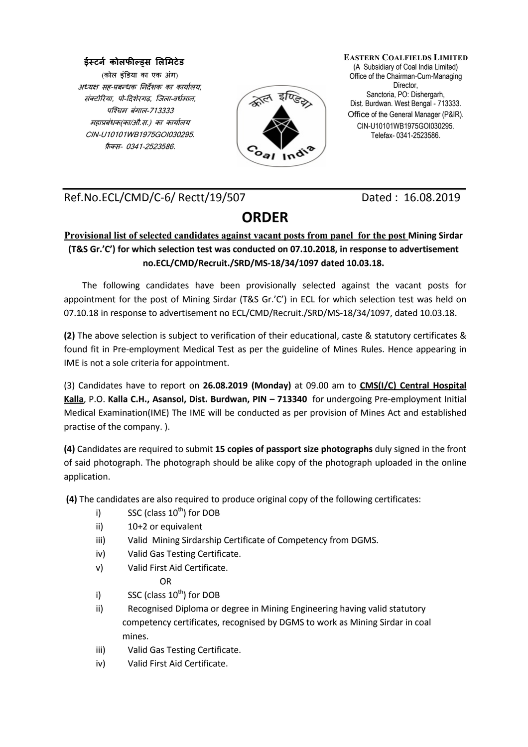ईस्टर्न कोलफील्ड्स लिमिटेड
(कोल इंडिया का एक अंग)
*अध्यक्ष सह-प्रबन्धक निर्देशक का कार्यालय,*
*संक्टोरिया, पो-दिशेरगढ़, जिला-वर्धमान,*
*पश्चिम बंगाल-713333*
*महाप्रबंधक(का/औ.स.) का कार्यालय*
*CIN-U10101WB1975GOI030295.*
*फ़ैक्स- 0341-2523586.*

**EASTERN COALFIELDS LIMITED**
(A Subsidiary of Coal India Limited)
Office of the Chairman-Cum-Managing Director,
Sanctoria, PO: Dishergarh,
Dist. Burdwan. West Bengal - 713333.
Office of the General Manager (P&IR).
CIN-U10101WB1975GOI030295.
Telefax- 0341-2523586.

Ref.No.ECL/CMD/C-6/ Rectt/19/507 Dated : 16.08.2019

# ORDER

**Provisional list of selected candidates against vacant posts from panel for the post Mining Sirdar (T&S Gr.'C') for which selection test was conducted on 07.10.2018, in response to advertisement no.ECL/CMD/Recruit./SRD/MS-18/34/1097 dated 10.03.18.**

The following candidates have been provisionally selected against the vacant posts for appointment for the post of Mining Sirdar (T&S Gr.'C') in ECL for which selection test was held on 07.10.18 in response to advertisement no ECL/CMD/Recruit./SRD/MS-18/34/1097, dated 10.03.18.

**(2)** The above selection is subject to verification of their educational, caste & statutory certificates & found fit in Pre-employment Medical Test as per the guideline of Mines Rules. Hence appearing in IME is not a sole criteria for appointment.

(3) Candidates have to report on **26.08.2019 (Monday)** at 09.00 am to **CMS(I/C) Central Hospital Kalla**, P.O. **Kalla C.H., Asansol, Dist. Burdwan, PIN – 713340** for undergoing Pre-employment Initial Medical Examination(IME) The IME will be conducted as per provision of Mines Act and established practise of the company. ).

**(4)** Candidates are required to submit **15 copies of passport size photographs** duly signed in the front of said photograph. The photograph should be alike copy of the photograph uploaded in the online application.

**(4)** The candidates are also required to produce original copy of the following certificates:

i) SSC (class 10th) for DOB
ii) 10+2 or equivalent
iii) Valid Mining Sirdarship Certificate of Competency from DGMS.
iv) Valid Gas Testing Certificate.
v) Valid First Aid Certificate.

OR

i) SSC (class 10th) for DOB
ii) Recognised Diploma or degree in Mining Engineering having valid statutory competency certificates, recognised by DGMS to work as Mining Sirdar in coal mines.
iii) Valid Gas Testing Certificate.
iv) Valid First Aid Certificate.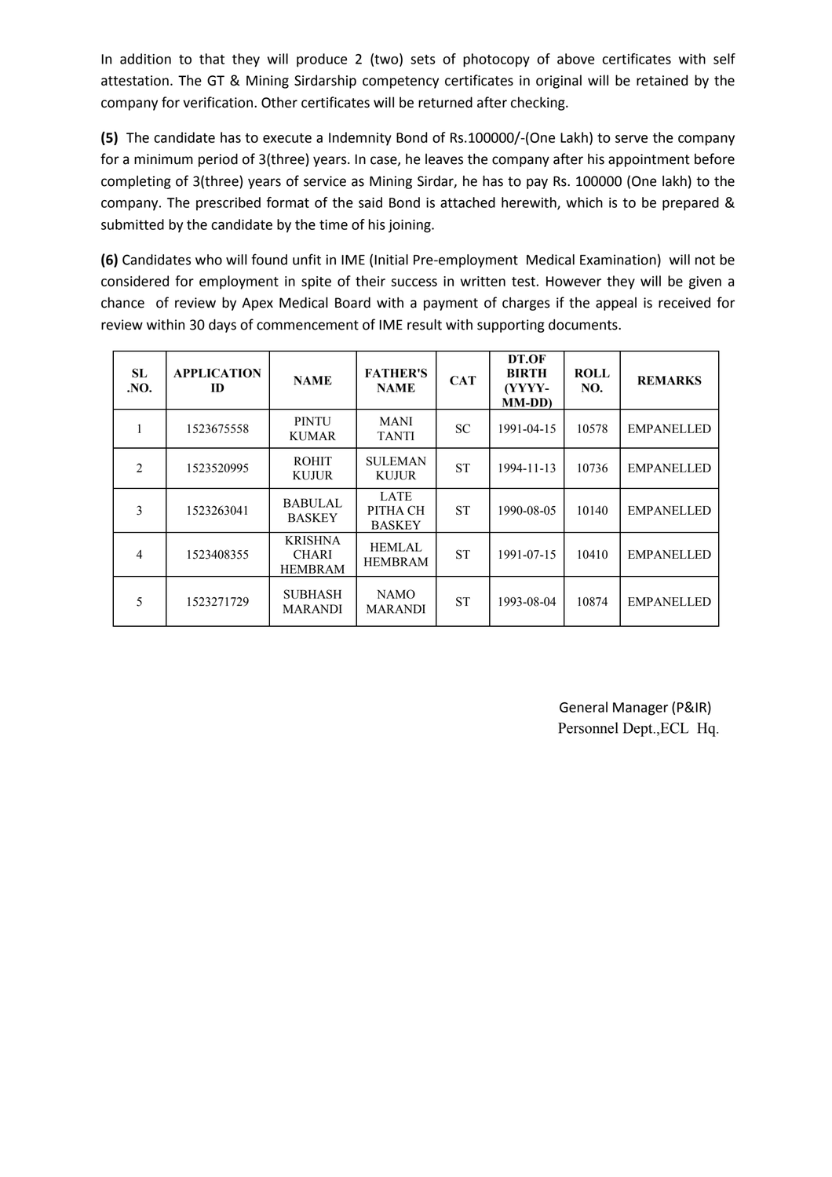In addition to that they will produce 2 (two) sets of photocopy of above certificates with self attestation. The GT & Mining Sirdarship competency certificates in original will be retained by the company for verification. Other certificates will be returned after checking.

**(5)** The candidate has to execute a Indemnity Bond of Rs.100000/-(One Lakh) to serve the company for a minimum period of 3(three) years. In case, he leaves the company after his appointment before completing of 3(three) years of service as Mining Sirdar, he has to pay Rs. 100000 (One lakh) to the company. The prescribed format of the said Bond is attached herewith, which is to be prepared & submitted by the candidate by the time of his joining.

**(6)** Candidates who will found unfit in IME (Initial Pre-employment Medical Examination) will not be considered for employment in spite of their success in written test. However they will be given a chance of review by Apex Medical Board with a payment of charges if the appeal is received for review within 30 days of commencement of IME result with supporting documents.

| SL .NO. | APPLICATION ID | NAME | FATHER'S NAME | CAT | DT.OF BIRTH (YYYY-MM-DD) | ROLL NO. | REMARKS |
|---|---|---|---|---|---|---|---|
| 1 | 1523675558 | PINTU KUMAR | MANI TANTI | SC | 1991-04-15 | 10578 | EMPANELLED |
| 2 | 1523520995 | ROHIT KUJUR | SULEMAN KUJUR | ST | 1994-11-13 | 10736 | EMPANELLED |
| 3 | 1523263041 | BABULAL BASKEY | LATE PITHA CH BASKEY | ST | 1990-08-05 | 10140 | EMPANELLED |
| 4 | 1523408355 | KRISHNA CHARI HEMBRAM | HEMLAL HEMBRAM | ST | 1991-07-15 | 10410 | EMPANELLED |
| 5 | 1523271729 | SUBHASH MARANDI | NAMO MARANDI | ST | 1993-08-04 | 10874 | EMPANELLED |

General Manager (P&IR)
Personnel Dept.,ECL Hq.